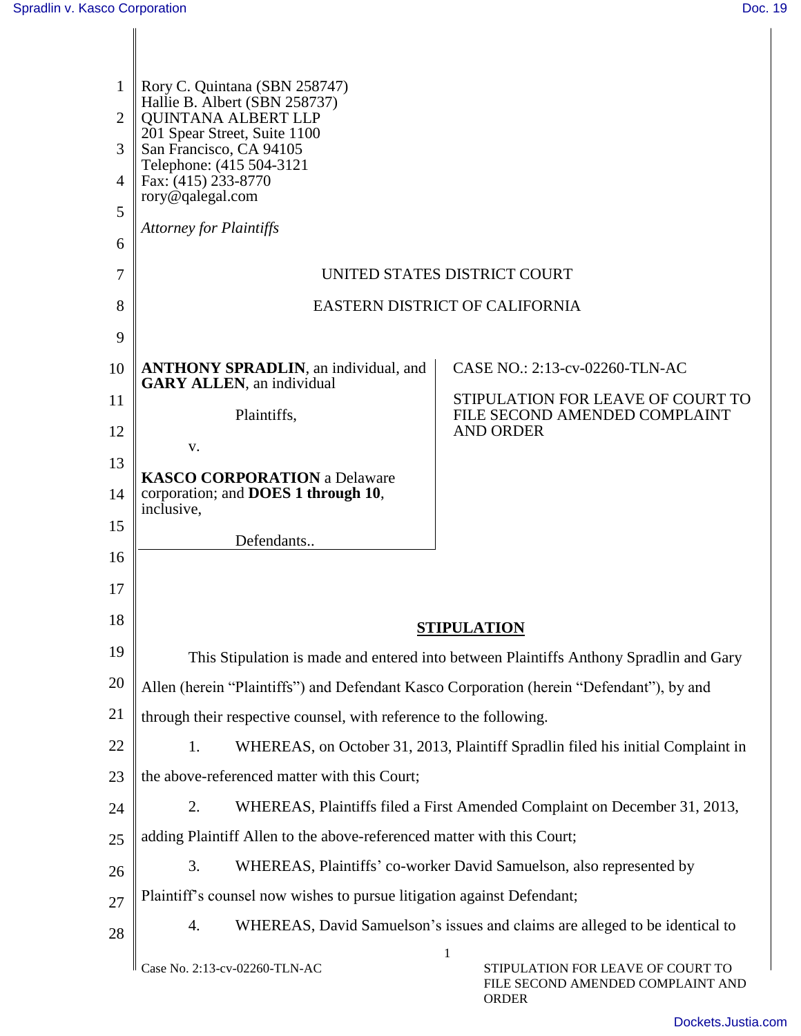Rory C. Quintana (SBN 258747)
Hallie B. Albert (SBN 258737)
QUINTANA ALBERT LLP
201 Spear Street, Suite 1100
San Francisco, CA 94105
Telephone: (415 504-3121
Fax: (415) 233-8770
rory@qalegal.com

*Attorney for Plaintiffs*

UNITED STATES DISTRICT COURT

EASTERN DISTRICT OF CALIFORNIA

**ANTHONY SPRADLIN**, an individual, and **GARY ALLEN**, an individual

Plaintiffs,

v.

**KASCO CORPORATION** a Delaware corporation; and **DOES 1 through 10**, inclusive,

Defendants..

CASE NO.: 2:13-cv-02260-TLN-AC

STIPULATION FOR LEAVE OF COURT TO FILE SECOND AMENDED COMPLAINT AND ORDER

## STIPULATION

This Stipulation is made and entered into between Plaintiffs Anthony Spradlin and Gary Allen (herein "Plaintiffs") and Defendant Kasco Corporation (herein "Defendant"), by and through their respective counsel, with reference to the following.

1. WHEREAS, on October 31, 2013, Plaintiff Spradlin filed his initial Complaint in the above-referenced matter with this Court;

2. WHEREAS, Plaintiffs filed a First Amended Complaint on December 31, 2013, adding Plaintiff Allen to the above-referenced matter with this Court;

3. WHEREAS, Plaintiffs' co-worker David Samuelson, also represented by Plaintiff's counsel now wishes to pursue litigation against Defendant;

4. WHEREAS, David Samuelson's issues and claims are alleged to be identical to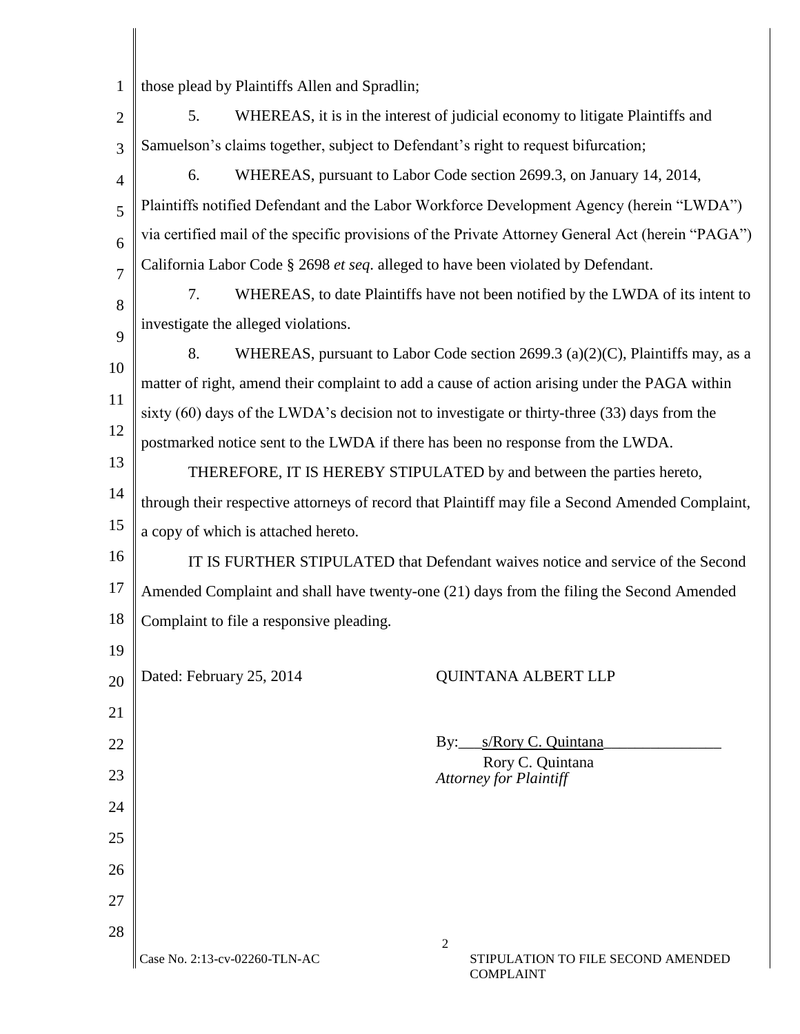those plead by Plaintiffs Allen and Spradlin;

5. WHEREAS, it is in the interest of judicial economy to litigate Plaintiffs and Samuelson's claims together, subject to Defendant's right to request bifurcation;

6. WHEREAS, pursuant to Labor Code section 2699.3, on January 14, 2014, Plaintiffs notified Defendant and the Labor Workforce Development Agency (herein "LWDA") via certified mail of the specific provisions of the Private Attorney General Act (herein "PAGA") California Labor Code § 2698 *et seq*. alleged to have been violated by Defendant.

7. WHEREAS, to date Plaintiffs have not been notified by the LWDA of its intent to investigate the alleged violations.

8. WHEREAS, pursuant to Labor Code section 2699.3 (a)(2)(C), Plaintiffs may, as a matter of right, amend their complaint to add a cause of action arising under the PAGA within sixty (60) days of the LWDA's decision not to investigate or thirty-three (33) days from the postmarked notice sent to the LWDA if there has been no response from the LWDA.

THEREFORE, IT IS HEREBY STIPULATED by and between the parties hereto, through their respective attorneys of record that Plaintiff may file a Second Amended Complaint, a copy of which is attached hereto.

IT IS FURTHER STIPULATED that Defendant waives notice and service of the Second Amended Complaint and shall have twenty-one (21) days from the filing the Second Amended Complaint to file a responsive pleading.

Dated: February 25, 2014

QUINTANA ALBERT LLP

By: s/Rory C. Quintana
Rory C. Quintana
*Attorney for Plaintiff*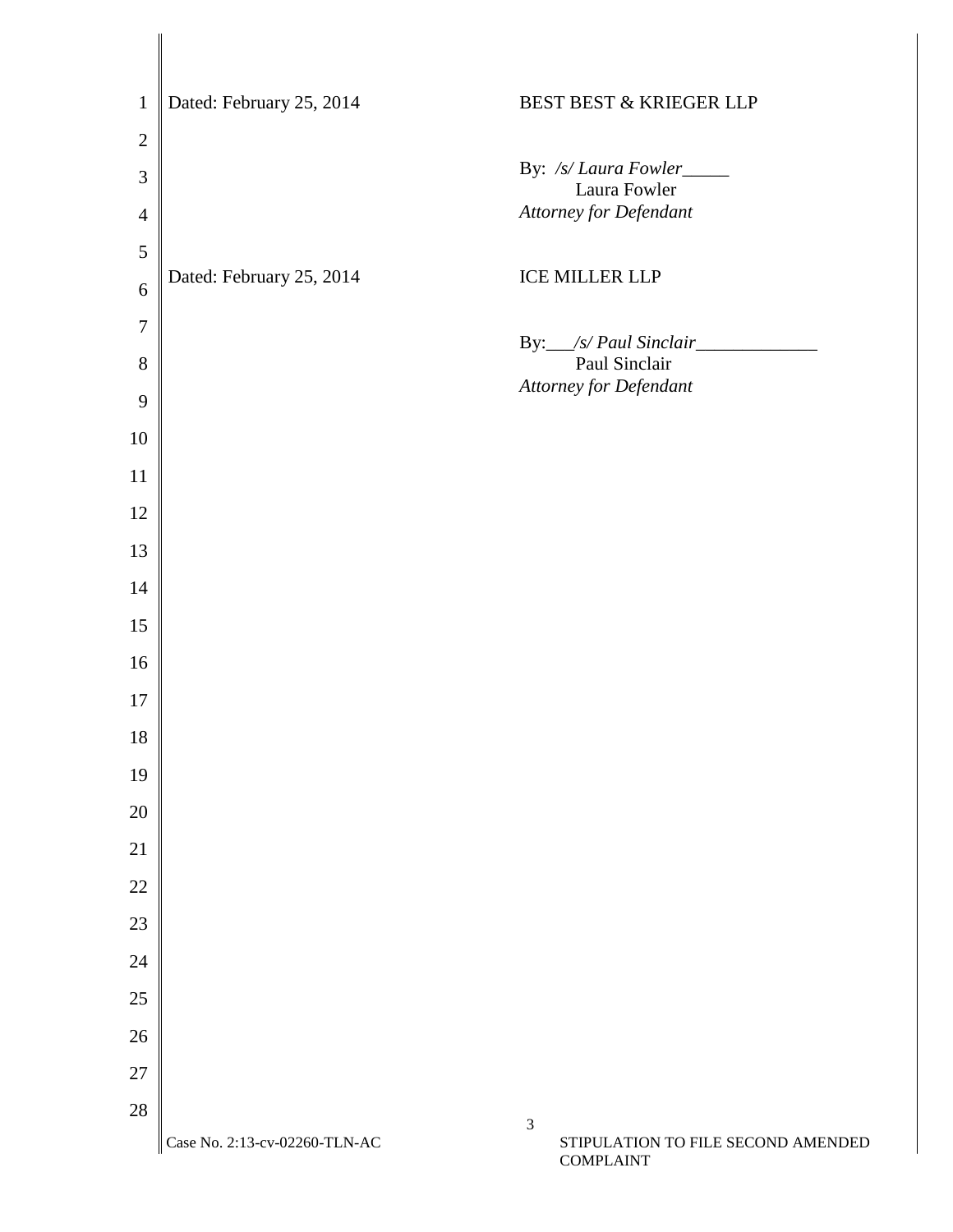Dated: February 25, 2014

BEST BEST & KRIEGER LLP

By: */s/ Laura Fowler*_____
Laura Fowler
*Attorney for Defendant*

Dated: February 25, 2014

ICE MILLER LLP

By:___*/s/ Paul Sinclair*_____________
Paul Sinclair
*Attorney for Defendant*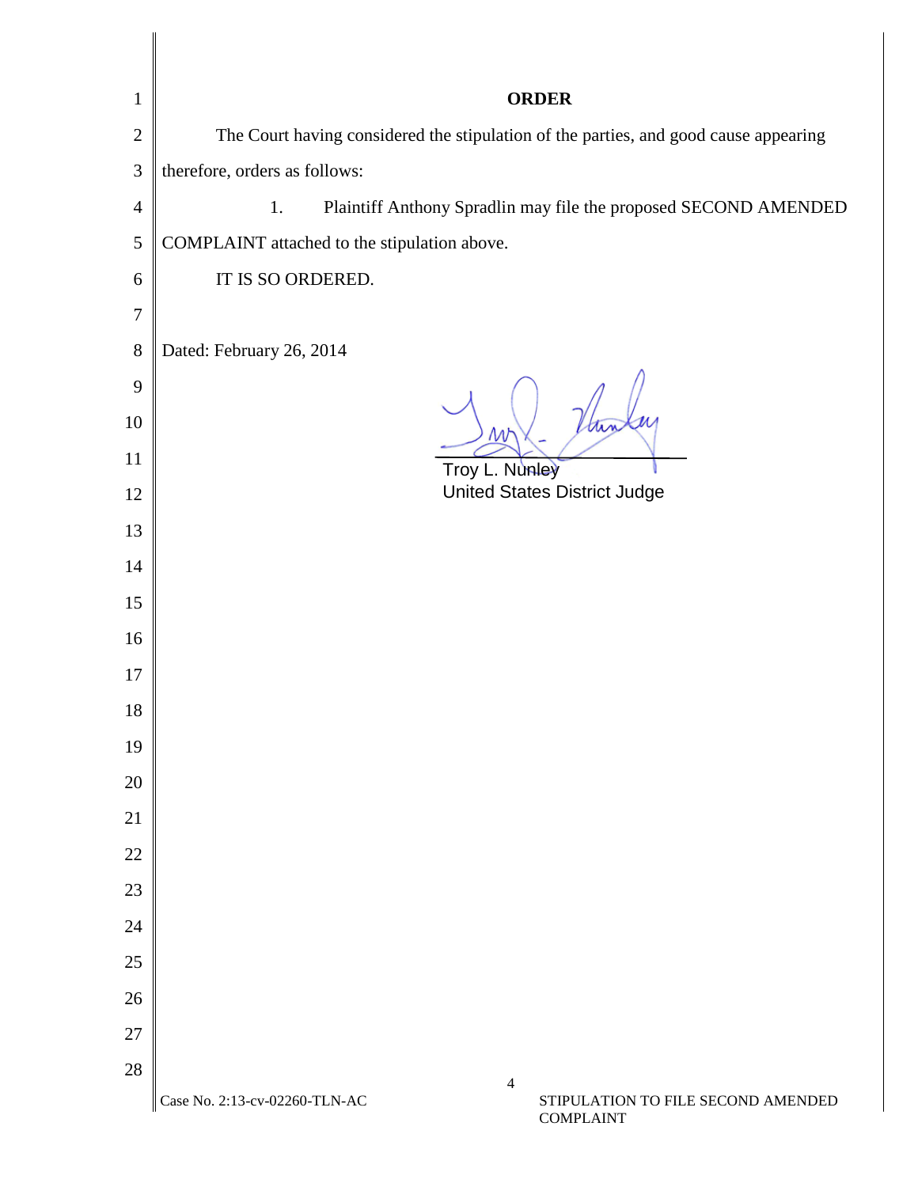**ORDER**

The Court having considered the stipulation of the parties, and good cause appearing therefore, orders as follows:

1. Plaintiff Anthony Spradlin may file the proposed SECOND AMENDED COMPLAINT attached to the stipulation above.

IT IS SO ORDERED.

Dated: February 26, 2014

Troy L. Nunley
United States District Judge